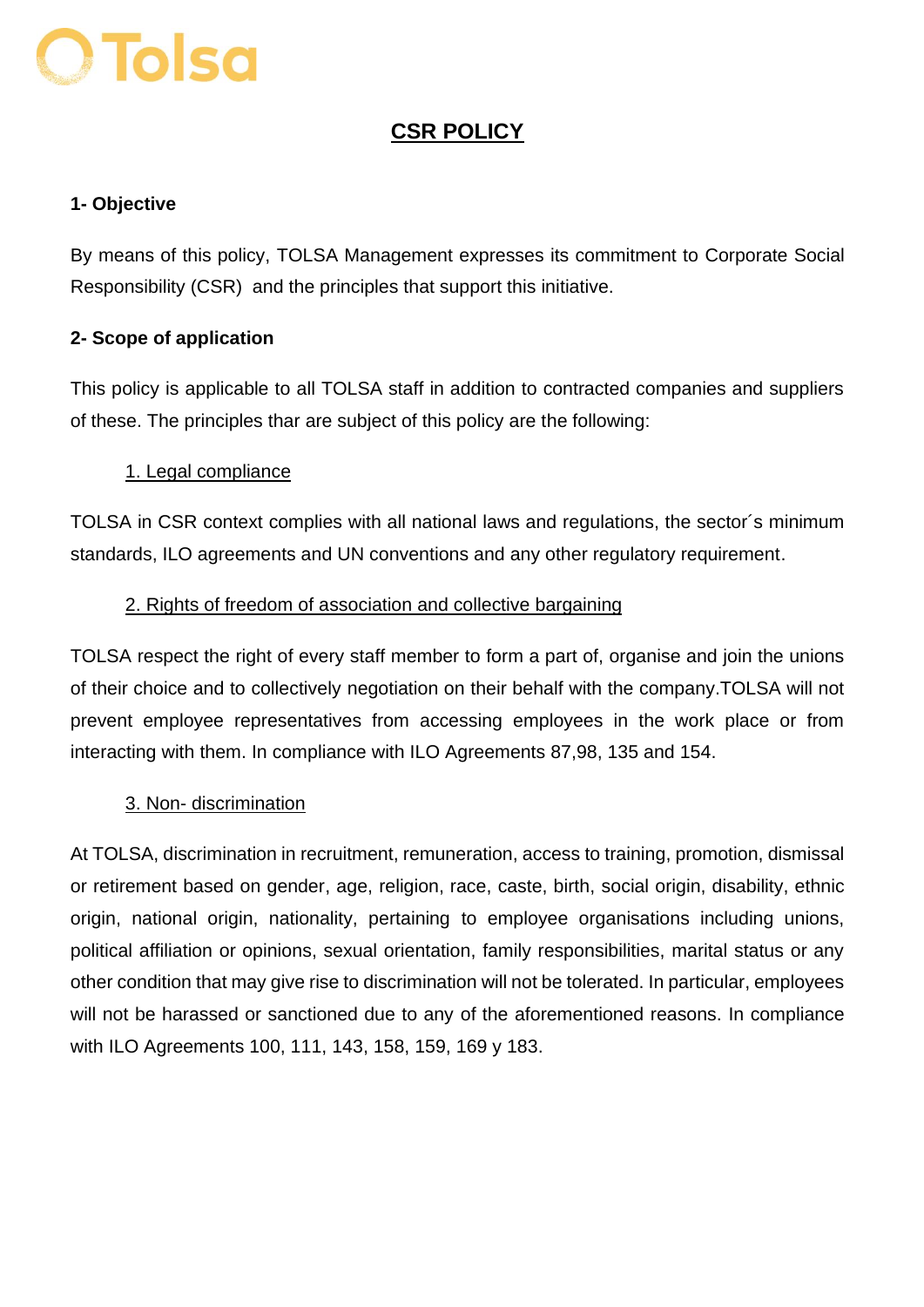Tolsa

# CSR POLICY

## 1- Objective

By means of this policy, TOLSA Management expresses its commitment to Corporate Social Responsibility (CSR) and the principles that support this initiative.

## 2- Scope of application

This policy is applicable to all TOLSA staff in addition to contracted companies and suppliers of these. The principles thar are subject of this policy are the following:

### 1. Legal compliance

TOLSA in CSR context complies with all national laws and regulations, the sector´s minimum standards, ILO agreements and UN conventions and any other regulatory requirement.

### 2. Rights of freedom of association and collective bargaining

TOLSA respect the right of every staff member to form a part of, organise and join the unions of their choice and to collectively negotiation on their behalf with the company.TOLSA will not prevent employee representatives from accessing employees in the work place or from interacting with them. In compliance with ILO Agreements 87,98, 135 and 154.

### 3. Non- discrimination

At TOLSA, discrimination in recruitment, remuneration, access to training, promotion, dismissal or retirement based on gender, age, religion, race, caste, birth, social origin, disability, ethnic origin, national origin, nationality, pertaining to employee organisations including unions, political affiliation or opinions, sexual orientation, family responsibilities, marital status or any other condition that may give rise to discrimination will not be tolerated. In particular, employees will not be harassed or sanctioned due to any of the aforementioned reasons. In compliance with ILO Agreements 100, 111, 143, 158, 159, 169 y 183.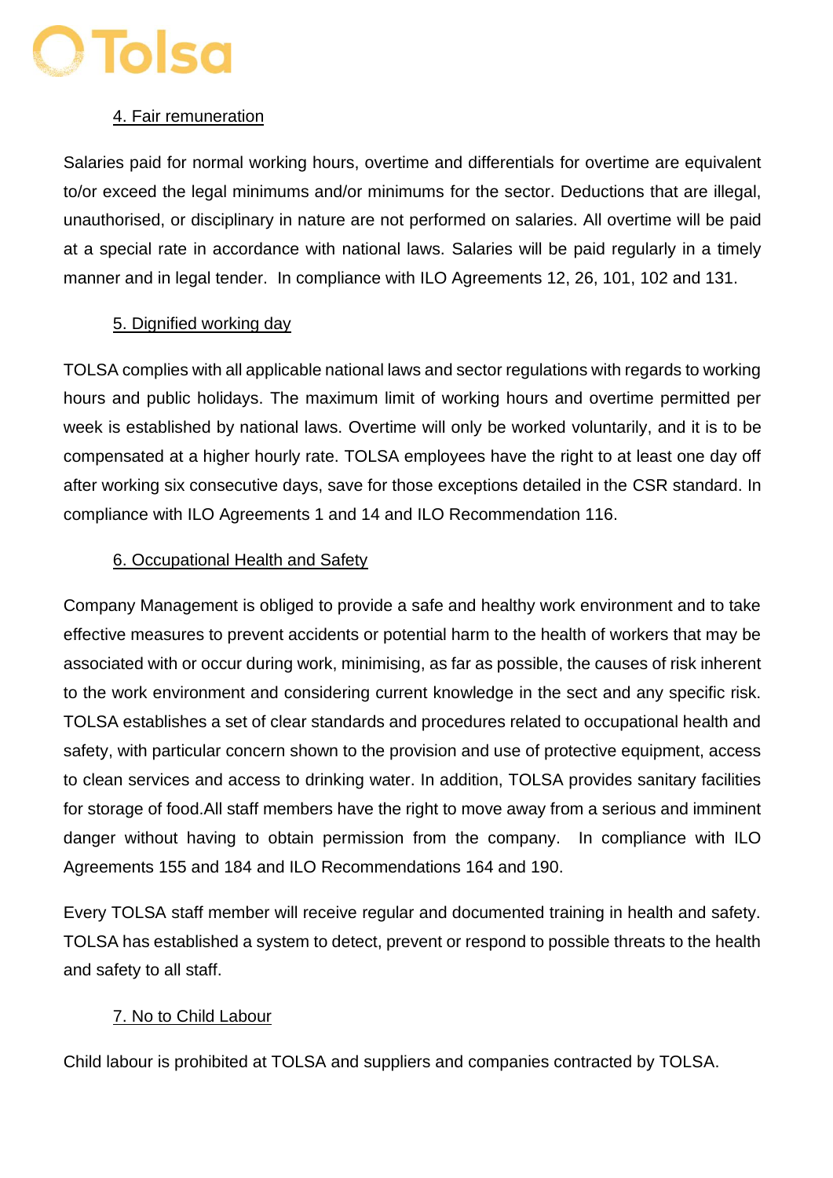### 4. Fair remuneration

Salaries paid for normal working hours, overtime and differentials for overtime are equivalent to/or exceed the legal minimums and/or minimums for the sector. Deductions that are illegal, unauthorised, or disciplinary in nature are not performed on salaries. All overtime will be paid at a special rate in accordance with national laws. Salaries will be paid regularly in a timely manner and in legal tender. In compliance with ILO Agreements 12, 26, 101, 102 and 131.

### 5. Dignified working day

TOLSA complies with all applicable national laws and sector regulations with regards to working hours and public holidays. The maximum limit of working hours and overtime permitted per week is established by national laws. Overtime will only be worked voluntarily, and it is to be compensated at a higher hourly rate. TOLSA employees have the right to at least one day off after working six consecutive days, save for those exceptions detailed in the CSR standard. In compliance with ILO Agreements 1 and 14 and ILO Recommendation 116.

### 6. Occupational Health and Safety

Company Management is obliged to provide a safe and healthy work environment and to take effective measures to prevent accidents or potential harm to the health of workers that may be associated with or occur during work, minimising, as far as possible, the causes of risk inherent to the work environment and considering current knowledge in the sect and any specific risk. TOLSA establishes a set of clear standards and procedures related to occupational health and safety, with particular concern shown to the provision and use of protective equipment, access to clean services and access to drinking water. In addition, TOLSA provides sanitary facilities for storage of food.All staff members have the right to move away from a serious and imminent danger without having to obtain permission from the company. In compliance with ILO Agreements 155 and 184 and ILO Recommendations 164 and 190.

Every TOLSA staff member will receive regular and documented training in health and safety. TOLSA has established a system to detect, prevent or respond to possible threats to the health and safety to all staff.

### 7. No to Child Labour

Child labour is prohibited at TOLSA and suppliers and companies contracted by TOLSA.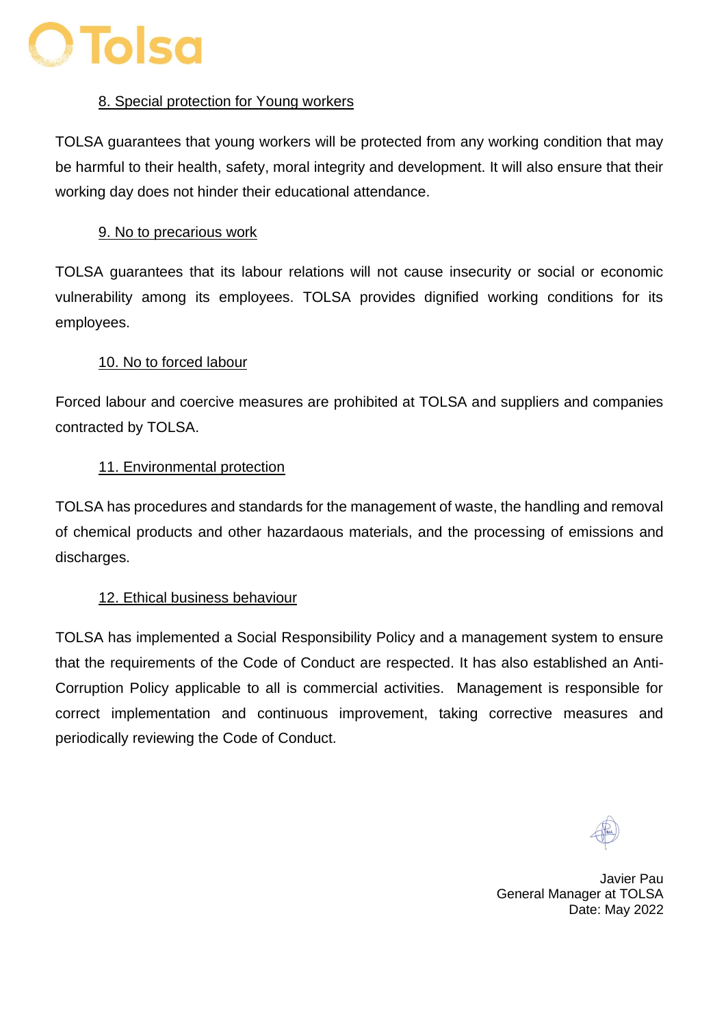### 8. Special protection for Young workers

TOLSA guarantees that young workers will be protected from any working condition that may be harmful to their health, safety, moral integrity and development. It will also ensure that their working day does not hinder their educational attendance.

### 9. No to precarious work

TOLSA guarantees that its labour relations will not cause insecurity or social or economic vulnerability among its employees. TOLSA provides dignified working conditions for its employees.

### 10. No to forced labour

Forced labour and coercive measures are prohibited at TOLSA and suppliers and companies contracted by TOLSA.

### 11. Environmental protection

TOLSA has procedures and standards for the management of waste, the handling and removal of chemical products and other hazardaous materials, and the processing of emissions and discharges.

### 12. Ethical business behaviour

TOLSA has implemented a Social Responsibility Policy and a management system to ensure that the requirements of the Code of Conduct are respected. It has also established an Anti-Corruption Policy applicable to all is commercial activities. Management is responsible for correct implementation and continuous improvement, taking corrective measures and periodically reviewing the Code of Conduct.

Javier Pau
General Manager at TOLSA
Date: May 2022